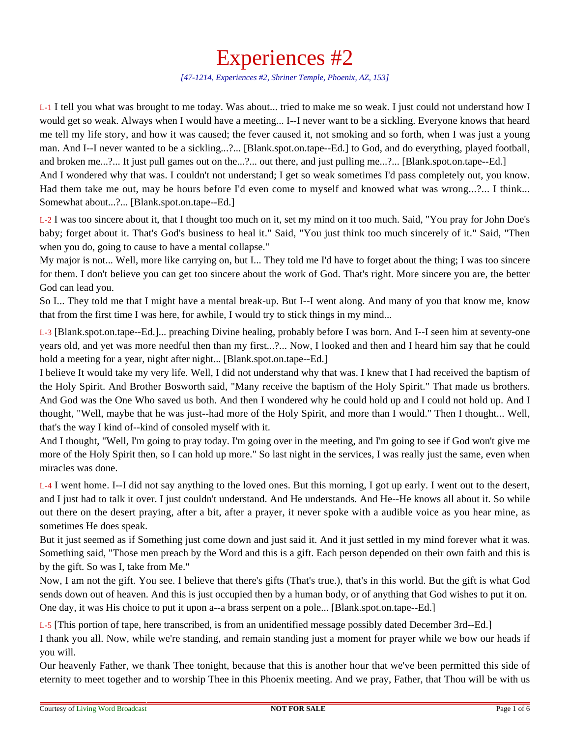# Experiences #2

*[47-1214, Experiences #2, Shriner Temple, Phoenix, AZ, 153]*

L-1 I tell you what was brought to me today. Was about... tried to make me so weak. I just could not understand how I would get so weak. Always when I would have a meeting... I--I never want to be a sickling. Everyone knows that heard me tell my life story, and how it was caused; the fever caused it, not smoking and so forth, when I was just a young man. And I--I never wanted to be a sickling...?... [Blank.spot.on.tape--Ed.] to God, and do everything, played football, and broken me...?... It just pull games out on the...?... out there, and just pulling me...?... [Blank.spot.on.tape--Ed.]

And I wondered why that was. I couldn't not understand; I get so weak sometimes I'd pass completely out, you know. Had them take me out, may be hours before I'd even come to myself and knowed what was wrong...?... I think... Somewhat about...?... [Blank.spot.on.tape--Ed.]

L-2 I was too sincere about it, that I thought too much on it, set my mind on it too much. Said, "You pray for John Doe's baby; forget about it. That's God's business to heal it." Said, "You just think too much sincerely of it." Said, "Then when you do, going to cause to have a mental collapse."

My major is not... Well, more like carrying on, but I... They told me I'd have to forget about the thing; I was too sincere for them. I don't believe you can get too sincere about the work of God. That's right. More sincere you are, the better God can lead you.

So I... They told me that I might have a mental break-up. But I--I went along. And many of you that know me, know that from the first time I was here, for awhile, I would try to stick things in my mind...

L-3 [Blank.spot.on.tape--Ed.]... preaching Divine healing, probably before I was born. And I--I seen him at seventy-one years old, and yet was more needful then than my first...?... Now, I looked and then and I heard him say that he could hold a meeting for a year, night after night... [Blank.spot.on.tape--Ed.]

I believe It would take my very life. Well, I did not understand why that was. I knew that I had received the baptism of the Holy Spirit. And Brother Bosworth said, "Many receive the baptism of the Holy Spirit." That made us brothers. And God was the One Who saved us both. And then I wondered why he could hold up and I could not hold up. And I thought, "Well, maybe that he was just--had more of the Holy Spirit, and more than I would." Then I thought... Well, that's the way I kind of--kind of consoled myself with it.

And I thought, "Well, I'm going to pray today. I'm going over in the meeting, and I'm going to see if God won't give me more of the Holy Spirit then, so I can hold up more." So last night in the services, I was really just the same, even when miracles was done.

L-4 I went home. I--I did not say anything to the loved ones. But this morning, I got up early. I went out to the desert, and I just had to talk it over. I just couldn't understand. And He understands. And He--He knows all about it. So while out there on the desert praying, after a bit, after a prayer, it never spoke with a audible voice as you hear mine, as sometimes He does speak.

But it just seemed as if Something just come down and just said it. And it just settled in my mind forever what it was. Something said, "Those men preach by the Word and this is a gift. Each person depended on their own faith and this is by the gift. So was I, take from Me."

Now, I am not the gift. You see. I believe that there's gifts (That's true.), that's in this world. But the gift is what God sends down out of heaven. And this is just occupied then by a human body, or of anything that God wishes to put it on. One day, it was His choice to put it upon a--a brass serpent on a pole... [Blank.spot.on.tape--Ed.]

L-5 [This portion of tape, here transcribed, is from an unidentified message possibly dated December 3rd--Ed.]

I thank you all. Now, while we're standing, and remain standing just a moment for prayer while we bow our heads if you will.

Our heavenly Father, we thank Thee tonight, because that this is another hour that we've been permitted this side of eternity to meet together and to worship Thee in this Phoenix meeting. And we pray, Father, that Thou will be with us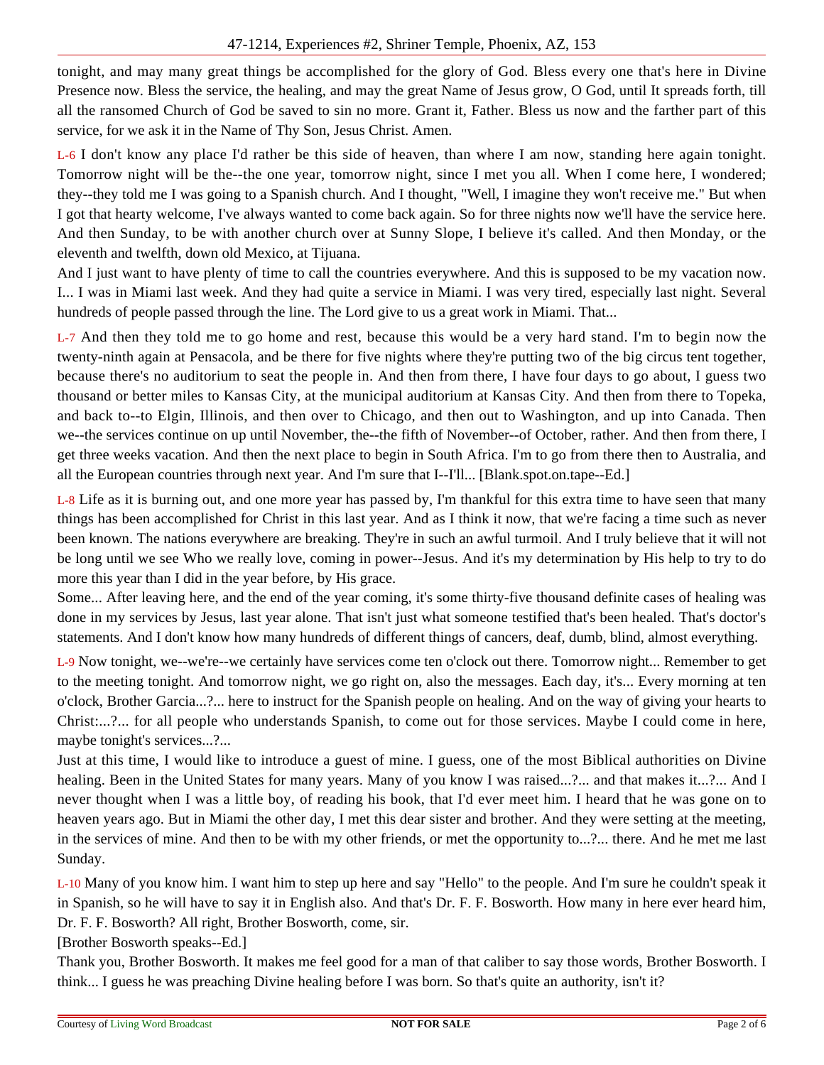tonight, and may many great things be accomplished for the glory of God. Bless every one that's here in Divine Presence now. Bless the service, the healing, and may the great Name of Jesus grow, O God, until It spreads forth, till all the ransomed Church of God be saved to sin no more. Grant it, Father. Bless us now and the farther part of this service, for we ask it in the Name of Thy Son, Jesus Christ. Amen.

L-6 I don't know any place I'd rather be this side of heaven, than where I am now, standing here again tonight. Tomorrow night will be the--the one year, tomorrow night, since I met you all. When I come here, I wondered; they--they told me I was going to a Spanish church. And I thought, "Well, I imagine they won't receive me." But when I got that hearty welcome, I've always wanted to come back again. So for three nights now we'll have the service here. And then Sunday, to be with another church over at Sunny Slope, I believe it's called. And then Monday, or the eleventh and twelfth, down old Mexico, at Tijuana.

And I just want to have plenty of time to call the countries everywhere. And this is supposed to be my vacation now. I... I was in Miami last week. And they had quite a service in Miami. I was very tired, especially last night. Several hundreds of people passed through the line. The Lord give to us a great work in Miami. That...

L-7 And then they told me to go home and rest, because this would be a very hard stand. I'm to begin now the twenty-ninth again at Pensacola, and be there for five nights where they're putting two of the big circus tent together, because there's no auditorium to seat the people in. And then from there, I have four days to go about, I guess two thousand or better miles to Kansas City, at the municipal auditorium at Kansas City. And then from there to Topeka, and back to--to Elgin, Illinois, and then over to Chicago, and then out to Washington, and up into Canada. Then we--the services continue on up until November, the--the fifth of November--of October, rather. And then from there, I get three weeks vacation. And then the next place to begin in South Africa. I'm to go from there then to Australia, and all the European countries through next year. And I'm sure that I--I'll... [Blank.spot.on.tape--Ed.]

L-8 Life as it is burning out, and one more year has passed by, I'm thankful for this extra time to have seen that many things has been accomplished for Christ in this last year. And as I think it now, that we're facing a time such as never been known. The nations everywhere are breaking. They're in such an awful turmoil. And I truly believe that it will not be long until we see Who we really love, coming in power--Jesus. And it's my determination by His help to try to do more this year than I did in the year before, by His grace.

Some... After leaving here, and the end of the year coming, it's some thirty-five thousand definite cases of healing was done in my services by Jesus, last year alone. That isn't just what someone testified that's been healed. That's doctor's statements. And I don't know how many hundreds of different things of cancers, deaf, dumb, blind, almost everything.

L-9 Now tonight, we--we're--we certainly have services come ten o'clock out there. Tomorrow night... Remember to get to the meeting tonight. And tomorrow night, we go right on, also the messages. Each day, it's... Every morning at ten o'clock, Brother Garcia...?... here to instruct for the Spanish people on healing. And on the way of giving your hearts to Christ:...?... for all people who understands Spanish, to come out for those services. Maybe I could come in here, maybe tonight's services...?...

Just at this time, I would like to introduce a guest of mine. I guess, one of the most Biblical authorities on Divine healing. Been in the United States for many years. Many of you know I was raised...?... and that makes it...?... And I never thought when I was a little boy, of reading his book, that I'd ever meet him. I heard that he was gone on to heaven years ago. But in Miami the other day, I met this dear sister and brother. And they were setting at the meeting, in the services of mine. And then to be with my other friends, or met the opportunity to...?... there. And he met me last Sunday.

L-10 Many of you know him. I want him to step up here and say "Hello" to the people. And I'm sure he couldn't speak it in Spanish, so he will have to say it in English also. And that's Dr. F. F. Bosworth. How many in here ever heard him, Dr. F. F. Bosworth? All right, Brother Bosworth, come, sir.

[Brother Bosworth speaks--Ed.]

Thank you, Brother Bosworth. It makes me feel good for a man of that caliber to say those words, Brother Bosworth. I think... I guess he was preaching Divine healing before I was born. So that's quite an authority, isn't it?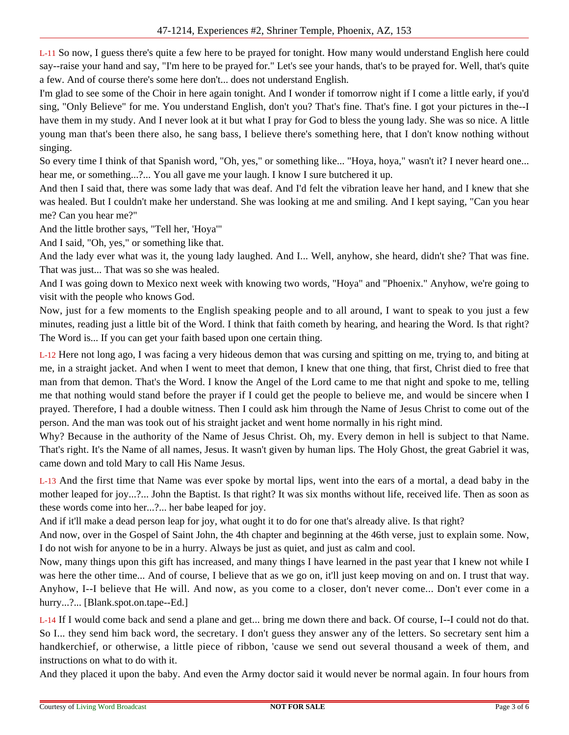L-11 So now, I guess there's quite a few here to be prayed for tonight. How many would understand English here could say--raise your hand and say, "I'm here to be prayed for." Let's see your hands, that's to be prayed for. Well, that's quite a few. And of course there's some here don't... does not understand English.

I'm glad to see some of the Choir in here again tonight. And I wonder if tomorrow night if I come a little early, if you'd sing, "Only Believe" for me. You understand English, don't you? That's fine. That's fine. I got your pictures in the--I have them in my study. And I never look at it but what I pray for God to bless the young lady. She was so nice. A little young man that's been there also, he sang bass, I believe there's something here, that I don't know nothing without singing.

So every time I think of that Spanish word, "Oh, yes," or something like... "Hoya, hoya," wasn't it? I never heard one... hear me, or something...?... You all gave me your laugh. I know I sure butchered it up.

And then I said that, there was some lady that was deaf. And I'd felt the vibration leave her hand, and I knew that she was healed. But I couldn't make her understand. She was looking at me and smiling. And I kept saying, "Can you hear me? Can you hear me?"

And the little brother says, "Tell her, 'Hoya'"

And I said, "Oh, yes," or something like that.

And the lady ever what was it, the young lady laughed. And I... Well, anyhow, she heard, didn't she? That was fine. That was just... That was so she was healed.

And I was going down to Mexico next week with knowing two words, "Hoya" and "Phoenix." Anyhow, we're going to visit with the people who knows God.

Now, just for a few moments to the English speaking people and to all around, I want to speak to you just a few minutes, reading just a little bit of the Word. I think that faith cometh by hearing, and hearing the Word. Is that right? The Word is... If you can get your faith based upon one certain thing.

L-12 Here not long ago, I was facing a very hideous demon that was cursing and spitting on me, trying to, and biting at me, in a straight jacket. And when I went to meet that demon, I knew that one thing, that first, Christ died to free that man from that demon. That's the Word. I know the Angel of the Lord came to me that night and spoke to me, telling me that nothing would stand before the prayer if I could get the people to believe me, and would be sincere when I prayed. Therefore, I had a double witness. Then I could ask him through the Name of Jesus Christ to come out of the person. And the man was took out of his straight jacket and went home normally in his right mind.

Why? Because in the authority of the Name of Jesus Christ. Oh, my. Every demon in hell is subject to that Name. That's right. It's the Name of all names, Jesus. It wasn't given by human lips. The Holy Ghost, the great Gabriel it was, came down and told Mary to call His Name Jesus.

L-13 And the first time that Name was ever spoke by mortal lips, went into the ears of a mortal, a dead baby in the mother leaped for joy...?... John the Baptist. Is that right? It was six months without life, received life. Then as soon as these words come into her...?... her babe leaped for joy.

And if it'll make a dead person leap for joy, what ought it to do for one that's already alive. Is that right?

And now, over in the Gospel of Saint John, the 4th chapter and beginning at the 46th verse, just to explain some. Now, I do not wish for anyone to be in a hurry. Always be just as quiet, and just as calm and cool.

Now, many things upon this gift has increased, and many things I have learned in the past year that I knew not while I was here the other time... And of course, I believe that as we go on, it'll just keep moving on and on. I trust that way. Anyhow, I--I believe that He will. And now, as you come to a closer, don't never come... Don't ever come in a hurry...?... [Blank.spot.on.tape--Ed.]

L-14 If I would come back and send a plane and get... bring me down there and back. Of course, I--I could not do that. So I... they send him back word, the secretary. I don't guess they answer any of the letters. So secretary sent him a handkerchief, or otherwise, a little piece of ribbon, 'cause we send out several thousand a week of them, and instructions on what to do with it.

And they placed it upon the baby. And even the Army doctor said it would never be normal again. In four hours from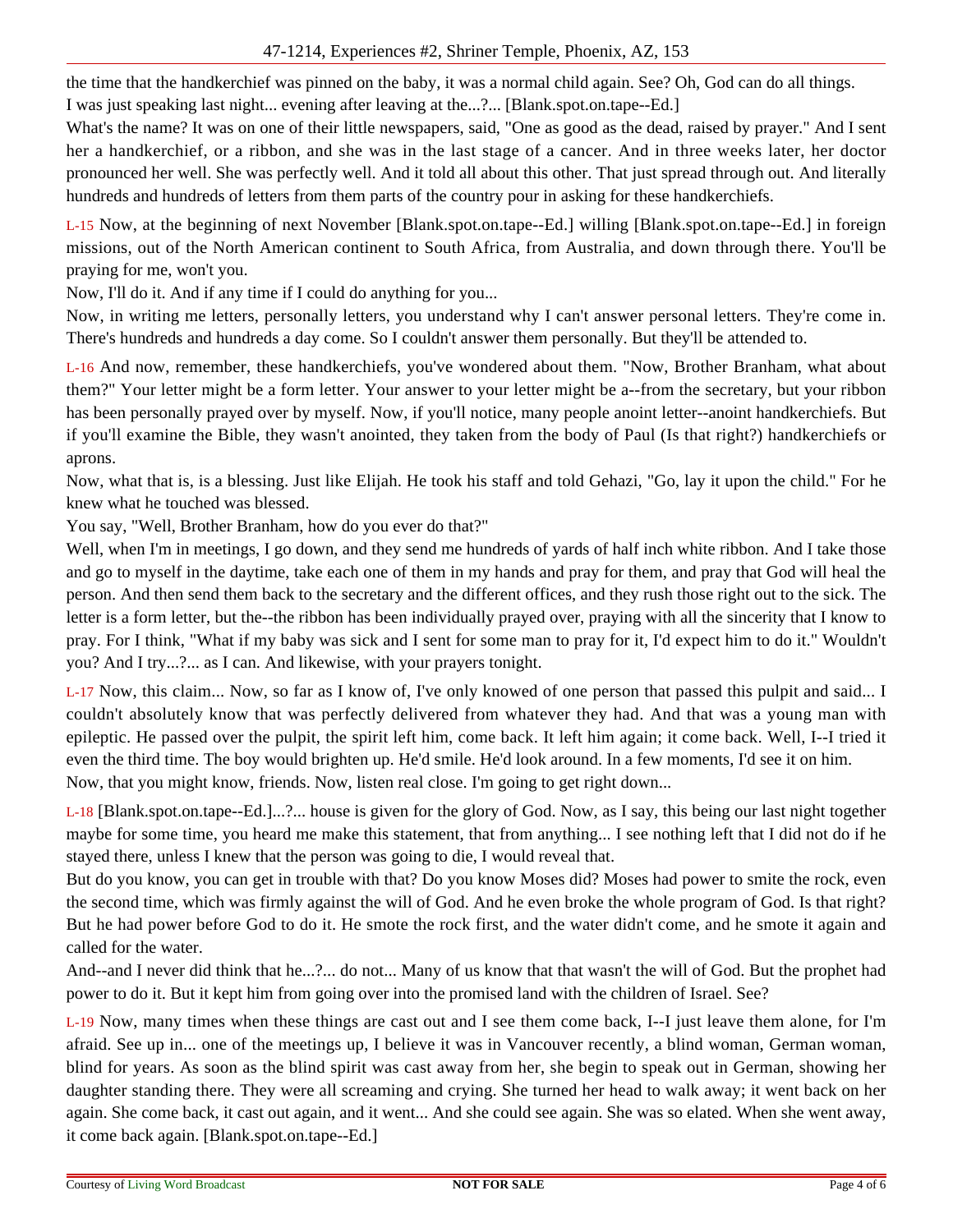the time that the handkerchief was pinned on the baby, it was a normal child again. See? Oh, God can do all things.
I was just speaking last night... evening after leaving at the...?... [Blank.spot.on.tape--Ed.]

What's the name? It was on one of their little newspapers, said, "One as good as the dead, raised by prayer." And I sent her a handkerchief, or a ribbon, and she was in the last stage of a cancer. And in three weeks later, her doctor pronounced her well. She was perfectly well. And it told all about this other. That just spread through out. And literally hundreds and hundreds of letters from them parts of the country pour in asking for these handkerchiefs.

L-15 Now, at the beginning of next November [Blank.spot.on.tape--Ed.] willing [Blank.spot.on.tape--Ed.] in foreign missions, out of the North American continent to South Africa, from Australia, and down through there. You'll be praying for me, won't you.

Now, I'll do it. And if any time if I could do anything for you...

Now, in writing me letters, personally letters, you understand why I can't answer personal letters. They're come in. There's hundreds and hundreds a day come. So I couldn't answer them personally. But they'll be attended to.

L-16 And now, remember, these handkerchiefs, you've wondered about them. "Now, Brother Branham, what about them?" Your letter might be a form letter. Your answer to your letter might be a--from the secretary, but your ribbon has been personally prayed over by myself. Now, if you'll notice, many people anoint letter--anoint handkerchiefs. But if you'll examine the Bible, they wasn't anointed, they taken from the body of Paul (Is that right?) handkerchiefs or aprons.

Now, what that is, is a blessing. Just like Elijah. He took his staff and told Gehazi, "Go, lay it upon the child." For he knew what he touched was blessed.

You say, "Well, Brother Branham, how do you ever do that?"

Well, when I'm in meetings, I go down, and they send me hundreds of yards of half inch white ribbon. And I take those and go to myself in the daytime, take each one of them in my hands and pray for them, and pray that God will heal the person. And then send them back to the secretary and the different offices, and they rush those right out to the sick. The letter is a form letter, but the--the ribbon has been individually prayed over, praying with all the sincerity that I know to pray. For I think, "What if my baby was sick and I sent for some man to pray for it, I'd expect him to do it." Wouldn't you? And I try...?... as I can. And likewise, with your prayers tonight.

L-17 Now, this claim... Now, so far as I know of, I've only knowed of one person that passed this pulpit and said... I couldn't absolutely know that was perfectly delivered from whatever they had. And that was a young man with epileptic. He passed over the pulpit, the spirit left him, come back. It left him again; it come back. Well, I--I tried it even the third time. The boy would brighten up. He'd smile. He'd look around. In a few moments, I'd see it on him.

Now, that you might know, friends. Now, listen real close. I'm going to get right down...

L-18 [Blank.spot.on.tape--Ed.]...?... house is given for the glory of God. Now, as I say, this being our last night together maybe for some time, you heard me make this statement, that from anything... I see nothing left that I did not do if he stayed there, unless I knew that the person was going to die, I would reveal that.

But do you know, you can get in trouble with that? Do you know Moses did? Moses had power to smite the rock, even the second time, which was firmly against the will of God. And he even broke the whole program of God. Is that right? But he had power before God to do it. He smote the rock first, and the water didn't come, and he smote it again and called for the water.

And--and I never did think that he...?... do not... Many of us know that that wasn't the will of God. But the prophet had power to do it. But it kept him from going over into the promised land with the children of Israel. See?

L-19 Now, many times when these things are cast out and I see them come back, I--I just leave them alone, for I'm afraid. See up in... one of the meetings up, I believe it was in Vancouver recently, a blind woman, German woman, blind for years. As soon as the blind spirit was cast away from her, she begin to speak out in German, showing her daughter standing there. They were all screaming and crying. She turned her head to walk away; it went back on her again. She come back, it cast out again, and it went... And she could see again. She was so elated. When she went away, it come back again. [Blank.spot.on.tape--Ed.]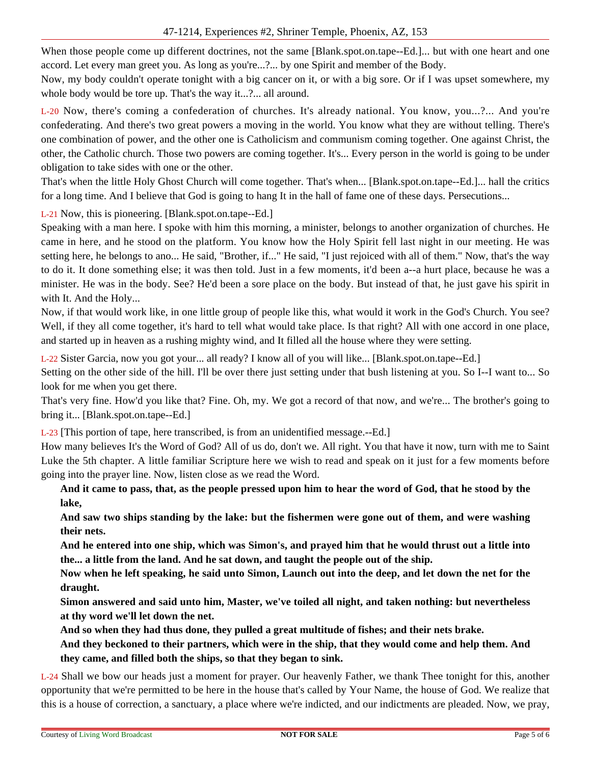When those people come up different doctrines, not the same [Blank.spot.on.tape--Ed.]... but with one heart and one accord. Let every man greet you. As long as you're...?... by one Spirit and member of the Body.

Now, my body couldn't operate tonight with a big cancer on it, or with a big sore. Or if I was upset somewhere, my whole body would be tore up. That's the way it...?... all around.

L-20 Now, there's coming a confederation of churches. It's already national. You know, you...?... And you're confederating. And there's two great powers a moving in the world. You know what they are without telling. There's one combination of power, and the other one is Catholicism and communism coming together. One against Christ, the other, the Catholic church. Those two powers are coming together. It's... Every person in the world is going to be under obligation to take sides with one or the other.

That's when the little Holy Ghost Church will come together. That's when... [Blank.spot.on.tape--Ed.]... hall the critics for a long time. And I believe that God is going to hang It in the hall of fame one of these days. Persecutions...

L-21 Now, this is pioneering. [Blank.spot.on.tape--Ed.]

Speaking with a man here. I spoke with him this morning, a minister, belongs to another organization of churches. He came in here, and he stood on the platform. You know how the Holy Spirit fell last night in our meeting. He was setting here, he belongs to ano... He said, "Brother, if..." He said, "I just rejoiced with all of them." Now, that's the way to do it. It done something else; it was then told. Just in a few moments, it'd been a--a hurt place, because he was a minister. He was in the body. See? He'd been a sore place on the body. But instead of that, he just gave his spirit in with It. And the Holy...

Now, if that would work like, in one little group of people like this, what would it work in the God's Church. You see? Well, if they all come together, it's hard to tell what would take place. Is that right? All with one accord in one place, and started up in heaven as a rushing mighty wind, and It filled all the house where they were setting.

L-22 Sister Garcia, now you got your... all ready? I know all of you will like... [Blank.spot.on.tape--Ed.]

Setting on the other side of the hill. I'll be over there just setting under that bush listening at you. So I--I want to... So look for me when you get there.

That's very fine. How'd you like that? Fine. Oh, my. We got a record of that now, and we're... The brother's going to bring it... [Blank.spot.on.tape--Ed.]

L-23 [This portion of tape, here transcribed, is from an unidentified message.--Ed.]

How many believes It's the Word of God? All of us do, don't we. All right. You that have it now, turn with me to Saint Luke the 5th chapter. A little familiar Scripture here we wish to read and speak on it just for a few moments before going into the prayer line. Now, listen close as we read the Word.

> **And it came to pass, that, as the people pressed upon him to hear the word of God, that he stood by the lake,**
>
> **And saw two ships standing by the lake: but the fishermen were gone out of them, and were washing their nets.**
>
> **And he entered into one ship, which was Simon's, and prayed him that he would thrust out a little into the... a little from the land. And he sat down, and taught the people out of the ship.**
>
> **Now when he left speaking, he said unto Simon, Launch out into the deep, and let down the net for the draught.**
>
> **Simon answered and said unto him, Master, we've toiled all night, and taken nothing: but nevertheless at thy word we'll let down the net.**
>
> **And so when they had thus done, they pulled a great multitude of fishes; and their nets brake.**
>
> **And they beckoned to their partners, which were in the ship, that they would come and help them. And they came, and filled both the ships, so that they began to sink.**

L-24 Shall we bow our heads just a moment for prayer. Our heavenly Father, we thank Thee tonight for this, another opportunity that we're permitted to be here in the house that's called by Your Name, the house of God. We realize that this is a house of correction, a sanctuary, a place where we're indicted, and our indictments are pleaded. Now, we pray,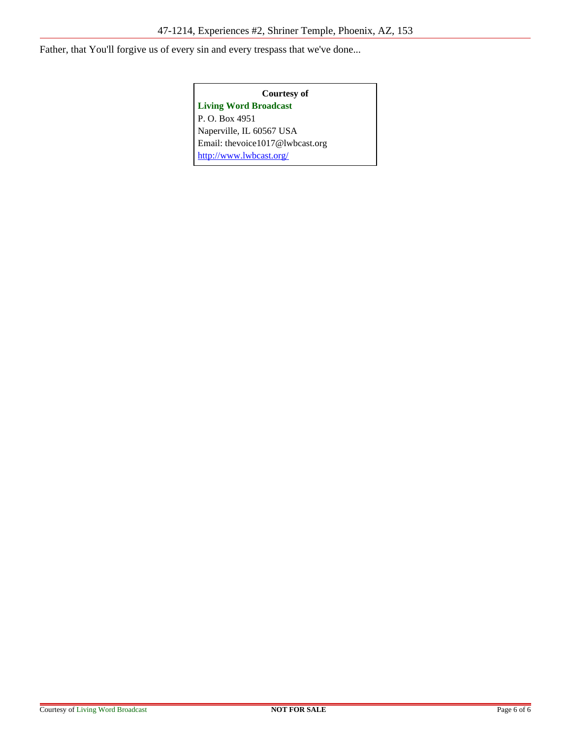Father, that You'll forgive us of every sin and every trespass that we've done...

**Courtesy of**
**Living Word Broadcast**
P. O. Box 4951
Naperville, IL 60567 USA
Email: thevoice1017@lwbcast.org
http://www.lwbcast.org/